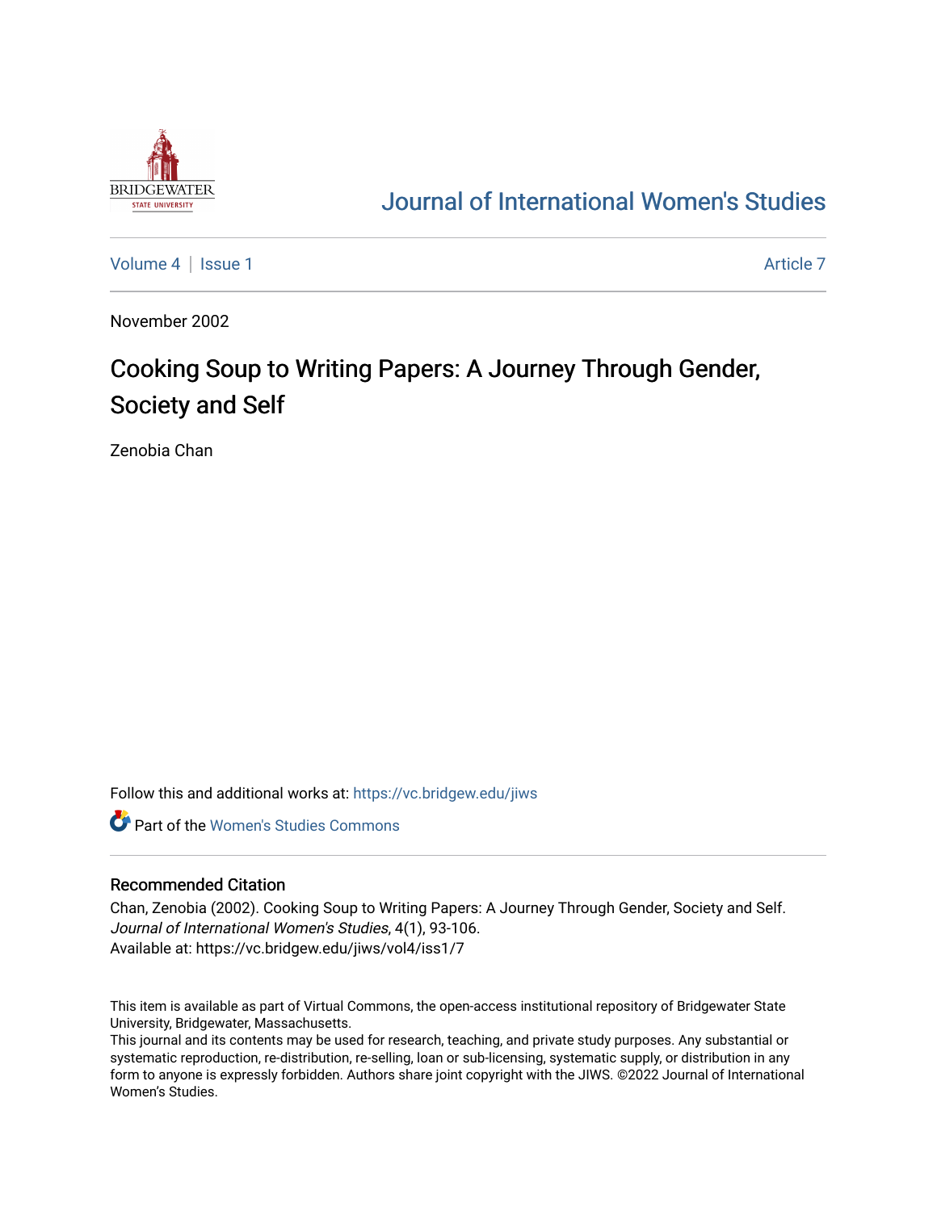Journal of International Women's Studies

Volume 4 | Issue 1 Article 7

November 2002

# Cooking Soup to Writing Papers: A Journey Through Gender, Society and Self

Zenobia Chan

Follow this and additional works at: https://vc.bridgew.edu/jiws

Part of the Women's Studies Commons

## Recommended Citation

Chan, Zenobia (2002). Cooking Soup to Writing Papers: A Journey Through Gender, Society and Self. *Journal of International Women's Studies*, 4(1), 93-106.
Available at: https://vc.bridgew.edu/jiws/vol4/iss1/7

This item is available as part of Virtual Commons, the open-access institutional repository of Bridgewater State University, Bridgewater, Massachusetts.
This journal and its contents may be used for research, teaching, and private study purposes. Any substantial or systematic reproduction, re-distribution, re-selling, loan or sub-licensing, systematic supply, or distribution in any form to anyone is expressly forbidden. Authors share joint copyright with the JIWS. ©2022 Journal of International Women's Studies.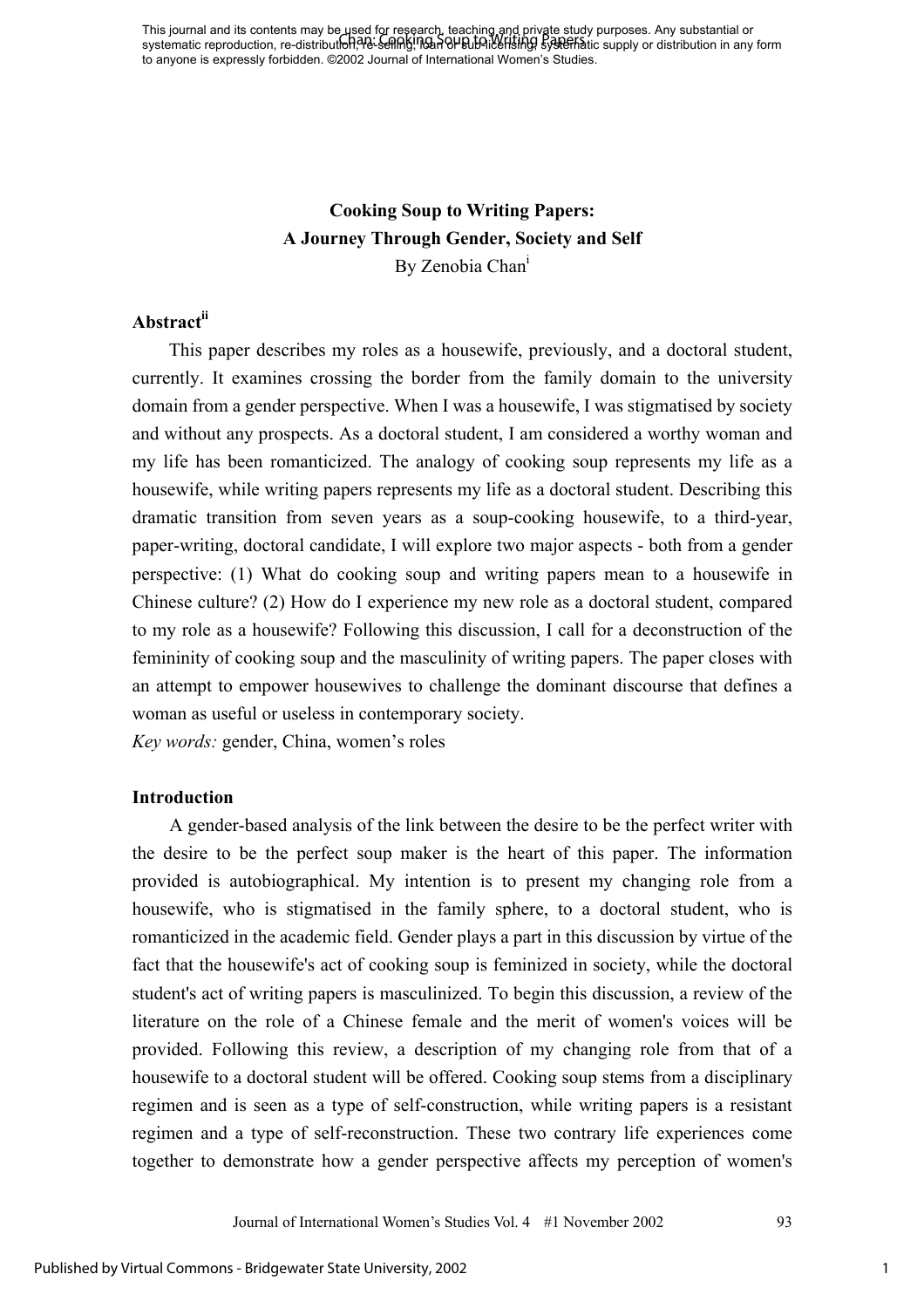# Cooking Soup to Writing Papers: A Journey Through Gender, Society and Self

By Zenobia Chan[i]

## Abstract[ii]

This paper describes my roles as a housewife, previously, and a doctoral student, currently. It examines crossing the border from the family domain to the university domain from a gender perspective. When I was a housewife, I was stigmatised by society and without any prospects. As a doctoral student, I am considered a worthy woman and my life has been romanticized. The analogy of cooking soup represents my life as a housewife, while writing papers represents my life as a doctoral student. Describing this dramatic transition from seven years as a soup-cooking housewife, to a third-year, paper-writing, doctoral candidate, I will explore two major aspects - both from a gender perspective: (1) What do cooking soup and writing papers mean to a housewife in Chinese culture? (2) How do I experience my new role as a doctoral student, compared to my role as a housewife? Following this discussion, I call for a deconstruction of the femininity of cooking soup and the masculinity of writing papers. The paper closes with an attempt to empower housewives to challenge the dominant discourse that defines a woman as useful or useless in contemporary society.

*Key words:* gender, China, women's roles

## Introduction

A gender-based analysis of the link between the desire to be the perfect writer with the desire to be the perfect soup maker is the heart of this paper. The information provided is autobiographical. My intention is to present my changing role from a housewife, who is stigmatised in the family sphere, to a doctoral student, who is romanticized in the academic field. Gender plays a part in this discussion by virtue of the fact that the housewife's act of cooking soup is feminized in society, while the doctoral student's act of writing papers is masculinized. To begin this discussion, a review of the literature on the role of a Chinese female and the merit of women's voices will be provided. Following this review, a description of my changing role from that of a housewife to a doctoral student will be offered. Cooking soup stems from a disciplinary regimen and is seen as a type of self-construction, while writing papers is a resistant regimen and a type of self-reconstruction. These two contrary life experiences come together to demonstrate how a gender perspective affects my perception of women's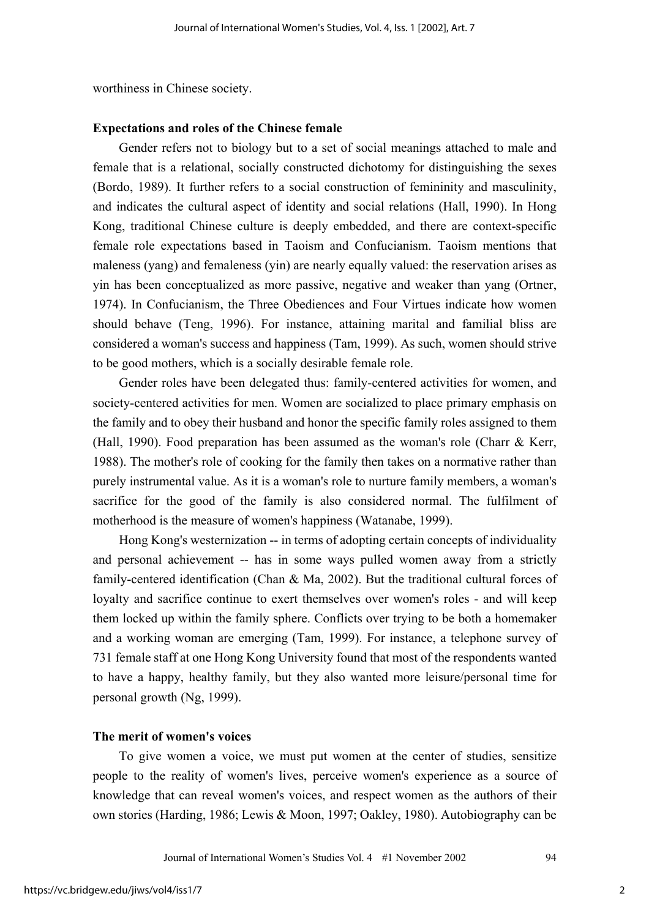worthiness in Chinese society.

### Expectations and roles of the Chinese female

Gender refers not to biology but to a set of social meanings attached to male and female that is a relational, socially constructed dichotomy for distinguishing the sexes (Bordo, 1989). It further refers to a social construction of femininity and masculinity, and indicates the cultural aspect of identity and social relations (Hall, 1990). In Hong Kong, traditional Chinese culture is deeply embedded, and there are context-specific female role expectations based in Taoism and Confucianism. Taoism mentions that maleness (yang) and femaleness (yin) are nearly equally valued: the reservation arises as yin has been conceptualized as more passive, negative and weaker than yang (Ortner, 1974). In Confucianism, the Three Obediences and Four Virtues indicate how women should behave (Teng, 1996). For instance, attaining marital and familial bliss are considered a woman's success and happiness (Tam, 1999). As such, women should strive to be good mothers, which is a socially desirable female role.

Gender roles have been delegated thus: family-centered activities for women, and society-centered activities for men. Women are socialized to place primary emphasis on the family and to obey their husband and honor the specific family roles assigned to them (Hall, 1990). Food preparation has been assumed as the woman's role (Charr & Kerr, 1988). The mother's role of cooking for the family then takes on a normative rather than purely instrumental value. As it is a woman's role to nurture family members, a woman's sacrifice for the good of the family is also considered normal. The fulfilment of motherhood is the measure of women's happiness (Watanabe, 1999).

Hong Kong's westernization -- in terms of adopting certain concepts of individuality and personal achievement -- has in some ways pulled women away from a strictly family-centered identification (Chan & Ma, 2002). But the traditional cultural forces of loyalty and sacrifice continue to exert themselves over women's roles - and will keep them locked up within the family sphere. Conflicts over trying to be both a homemaker and a working woman are emerging (Tam, 1999). For instance, a telephone survey of 731 female staff at one Hong Kong University found that most of the respondents wanted to have a happy, healthy family, but they also wanted more leisure/personal time for personal growth (Ng, 1999).

### The merit of women's voices

To give women a voice, we must put women at the center of studies, sensitize people to the reality of women's lives, perceive women's experience as a source of knowledge that can reveal women's voices, and respect women as the authors of their own stories (Harding, 1986; Lewis & Moon, 1997; Oakley, 1980). Autobiography can be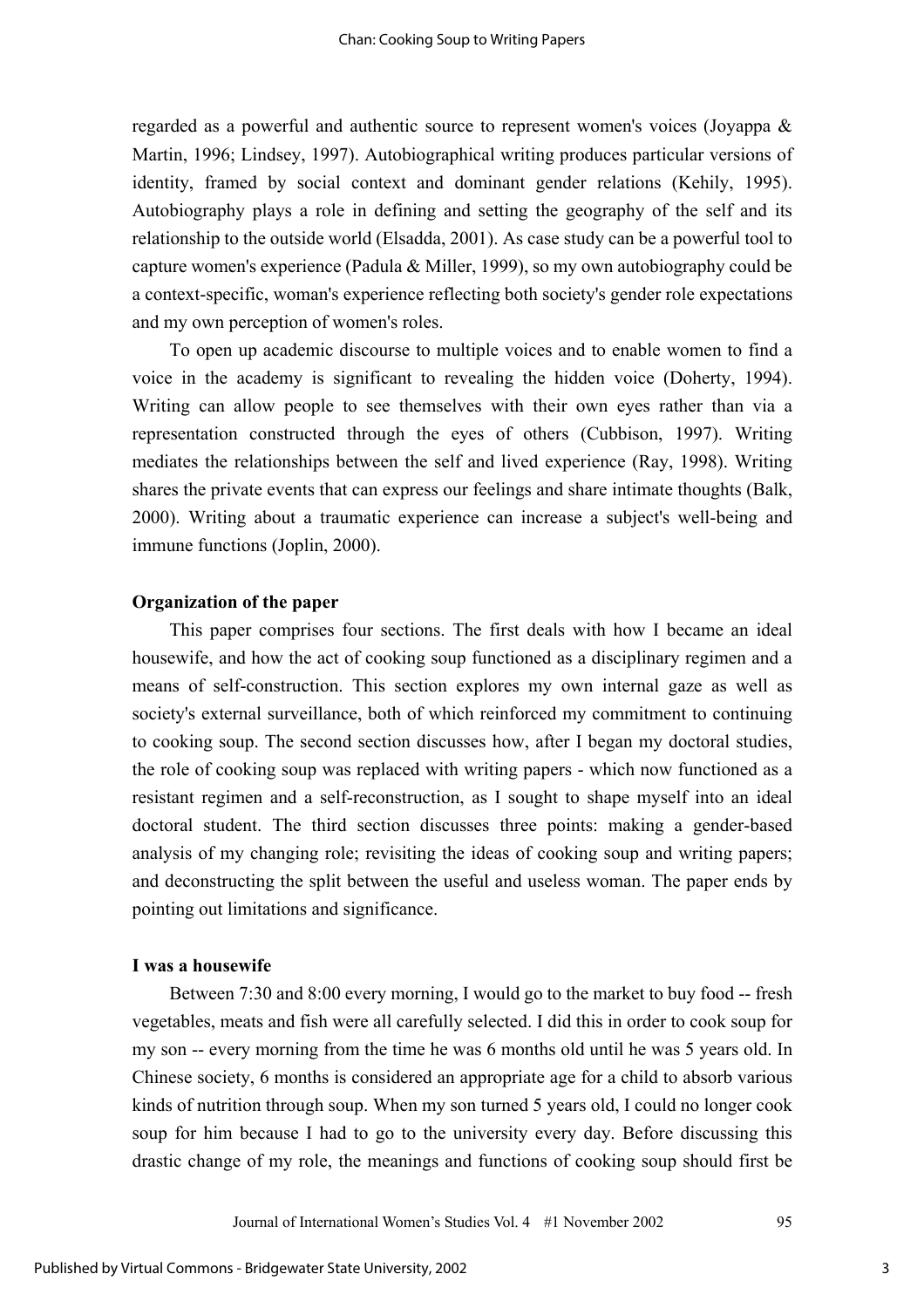regarded as a powerful and authentic source to represent women's voices (Joyappa & Martin, 1996; Lindsey, 1997). Autobiographical writing produces particular versions of identity, framed by social context and dominant gender relations (Kehily, 1995). Autobiography plays a role in defining and setting the geography of the self and its relationship to the outside world (Elsadda, 2001). As case study can be a powerful tool to capture women's experience (Padula & Miller, 1999), so my own autobiography could be a context-specific, woman's experience reflecting both society's gender role expectations and my own perception of women's roles.

To open up academic discourse to multiple voices and to enable women to find a voice in the academy is significant to revealing the hidden voice (Doherty, 1994). Writing can allow people to see themselves with their own eyes rather than via a representation constructed through the eyes of others (Cubbison, 1997). Writing mediates the relationships between the self and lived experience (Ray, 1998). Writing shares the private events that can express our feelings and share intimate thoughts (Balk, 2000). Writing about a traumatic experience can increase a subject's well-being and immune functions (Joplin, 2000).

### Organization of the paper

This paper comprises four sections. The first deals with how I became an ideal housewife, and how the act of cooking soup functioned as a disciplinary regimen and a means of self-construction. This section explores my own internal gaze as well as society's external surveillance, both of which reinforced my commitment to continuing to cooking soup. The second section discusses how, after I began my doctoral studies, the role of cooking soup was replaced with writing papers - which now functioned as a resistant regimen and a self-reconstruction, as I sought to shape myself into an ideal doctoral student. The third section discusses three points: making a gender-based analysis of my changing role; revisiting the ideas of cooking soup and writing papers; and deconstructing the split between the useful and useless woman. The paper ends by pointing out limitations and significance.

### I was a housewife

Between 7:30 and 8:00 every morning, I would go to the market to buy food -- fresh vegetables, meats and fish were all carefully selected. I did this in order to cook soup for my son -- every morning from the time he was 6 months old until he was 5 years old. In Chinese society, 6 months is considered an appropriate age for a child to absorb various kinds of nutrition through soup. When my son turned 5 years old, I could no longer cook soup for him because I had to go to the university every day. Before discussing this drastic change of my role, the meanings and functions of cooking soup should first be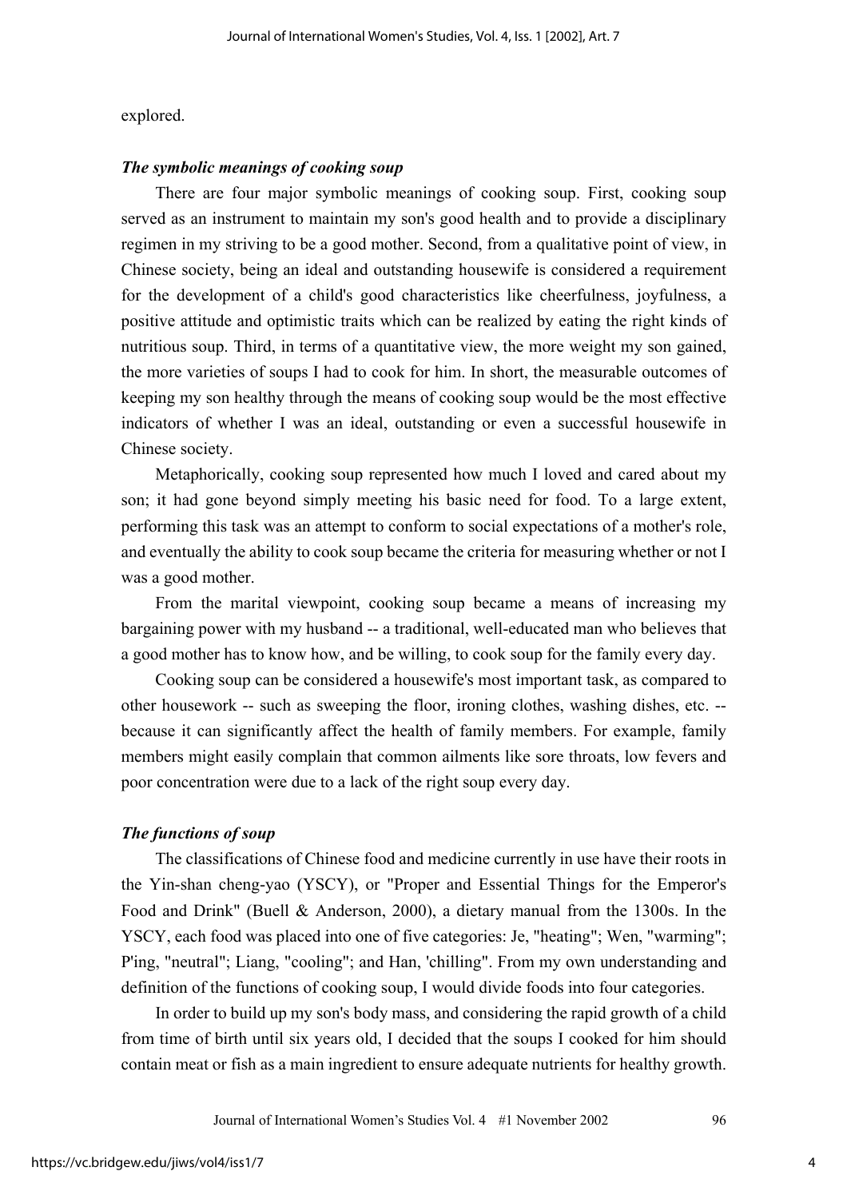explored.

### *The symbolic meanings of cooking soup*

There are four major symbolic meanings of cooking soup. First, cooking soup served as an instrument to maintain my son's good health and to provide a disciplinary regimen in my striving to be a good mother. Second, from a qualitative point of view, in Chinese society, being an ideal and outstanding housewife is considered a requirement for the development of a child's good characteristics like cheerfulness, joyfulness, a positive attitude and optimistic traits which can be realized by eating the right kinds of nutritious soup. Third, in terms of a quantitative view, the more weight my son gained, the more varieties of soups I had to cook for him. In short, the measurable outcomes of keeping my son healthy through the means of cooking soup would be the most effective indicators of whether I was an ideal, outstanding or even a successful housewife in Chinese society.

Metaphorically, cooking soup represented how much I loved and cared about my son; it had gone beyond simply meeting his basic need for food. To a large extent, performing this task was an attempt to conform to social expectations of a mother's role, and eventually the ability to cook soup became the criteria for measuring whether or not I was a good mother.

From the marital viewpoint, cooking soup became a means of increasing my bargaining power with my husband -- a traditional, well-educated man who believes that a good mother has to know how, and be willing, to cook soup for the family every day.

Cooking soup can be considered a housewife's most important task, as compared to other housework -- such as sweeping the floor, ironing clothes, washing dishes, etc. -- because it can significantly affect the health of family members. For example, family members might easily complain that common ailments like sore throats, low fevers and poor concentration were due to a lack of the right soup every day.

### *The functions of soup*

The classifications of Chinese food and medicine currently in use have their roots in the Yin-shan cheng-yao (YSCY), or "Proper and Essential Things for the Emperor's Food and Drink" (Buell & Anderson, 2000), a dietary manual from the 1300s. In the YSCY, each food was placed into one of five categories: Je, "heating"; Wen, "warming"; P'ing, "neutral"; Liang, "cooling"; and Han, 'chilling". From my own understanding and definition of the functions of cooking soup, I would divide foods into four categories.

In order to build up my son's body mass, and considering the rapid growth of a child from time of birth until six years old, I decided that the soups I cooked for him should contain meat or fish as a main ingredient to ensure adequate nutrients for healthy growth.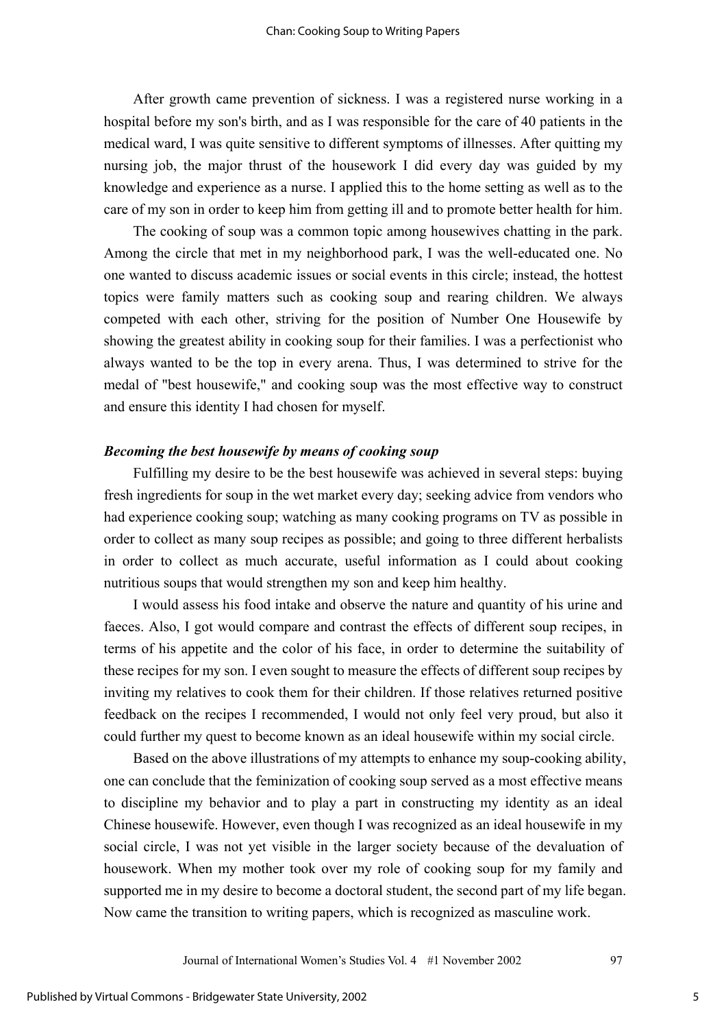After growth came prevention of sickness. I was a registered nurse working in a hospital before my son's birth, and as I was responsible for the care of 40 patients in the medical ward, I was quite sensitive to different symptoms of illnesses. After quitting my nursing job, the major thrust of the housework I did every day was guided by my knowledge and experience as a nurse. I applied this to the home setting as well as to the care of my son in order to keep him from getting ill and to promote better health for him.

The cooking of soup was a common topic among housewives chatting in the park. Among the circle that met in my neighborhood park, I was the well-educated one. No one wanted to discuss academic issues or social events in this circle; instead, the hottest topics were family matters such as cooking soup and rearing children. We always competed with each other, striving for the position of Number One Housewife by showing the greatest ability in cooking soup for their families. I was a perfectionist who always wanted to be the top in every arena. Thus, I was determined to strive for the medal of "best housewife," and cooking soup was the most effective way to construct and ensure this identity I had chosen for myself.

### *Becoming the best housewife by means of cooking soup*

Fulfilling my desire to be the best housewife was achieved in several steps: buying fresh ingredients for soup in the wet market every day; seeking advice from vendors who had experience cooking soup; watching as many cooking programs on TV as possible in order to collect as many soup recipes as possible; and going to three different herbalists in order to collect as much accurate, useful information as I could about cooking nutritious soups that would strengthen my son and keep him healthy.

I would assess his food intake and observe the nature and quantity of his urine and faeces. Also, I got would compare and contrast the effects of different soup recipes, in terms of his appetite and the color of his face, in order to determine the suitability of these recipes for my son. I even sought to measure the effects of different soup recipes by inviting my relatives to cook them for their children. If those relatives returned positive feedback on the recipes I recommended, I would not only feel very proud, but also it could further my quest to become known as an ideal housewife within my social circle.

Based on the above illustrations of my attempts to enhance my soup-cooking ability, one can conclude that the feminization of cooking soup served as a most effective means to discipline my behavior and to play a part in constructing my identity as an ideal Chinese housewife. However, even though I was recognized as an ideal housewife in my social circle, I was not yet visible in the larger society because of the devaluation of housework. When my mother took over my role of cooking soup for my family and supported me in my desire to become a doctoral student, the second part of my life began. Now came the transition to writing papers, which is recognized as masculine work.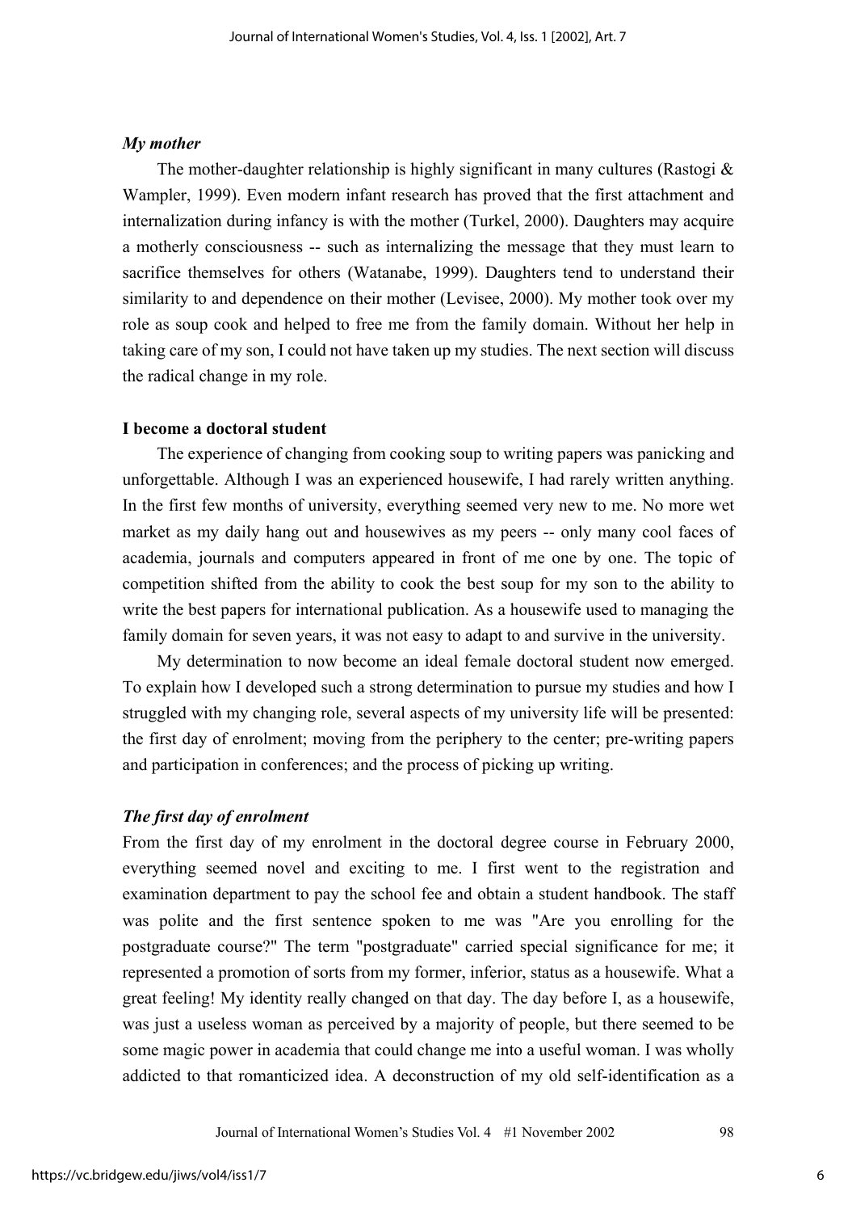### *My mother*

The mother-daughter relationship is highly significant in many cultures (Rastogi & Wampler, 1999). Even modern infant research has proved that the first attachment and internalization during infancy is with the mother (Turkel, 2000). Daughters may acquire a motherly consciousness -- such as internalizing the message that they must learn to sacrifice themselves for others (Watanabe, 1999). Daughters tend to understand their similarity to and dependence on their mother (Levisee, 2000). My mother took over my role as soup cook and helped to free me from the family domain. Without her help in taking care of my son, I could not have taken up my studies. The next section will discuss the radical change in my role.

## I become a doctoral student

The experience of changing from cooking soup to writing papers was panicking and unforgettable. Although I was an experienced housewife, I had rarely written anything. In the first few months of university, everything seemed very new to me. No more wet market as my daily hang out and housewives as my peers -- only many cool faces of academia, journals and computers appeared in front of me one by one. The topic of competition shifted from the ability to cook the best soup for my son to the ability to write the best papers for international publication. As a housewife used to managing the family domain for seven years, it was not easy to adapt to and survive in the university.

My determination to now become an ideal female doctoral student now emerged. To explain how I developed such a strong determination to pursue my studies and how I struggled with my changing role, several aspects of my university life will be presented: the first day of enrolment; moving from the periphery to the center; pre-writing papers and participation in conferences; and the process of picking up writing.

### *The first day of enrolment*

From the first day of my enrolment in the doctoral degree course in February 2000, everything seemed novel and exciting to me. I first went to the registration and examination department to pay the school fee and obtain a student handbook. The staff was polite and the first sentence spoken to me was "Are you enrolling for the postgraduate course?" The term "postgraduate" carried special significance for me; it represented a promotion of sorts from my former, inferior, status as a housewife. What a great feeling! My identity really changed on that day. The day before I, as a housewife, was just a useless woman as perceived by a majority of people, but there seemed to be some magic power in academia that could change me into a useful woman. I was wholly addicted to that romanticized idea. A deconstruction of my old self-identification as a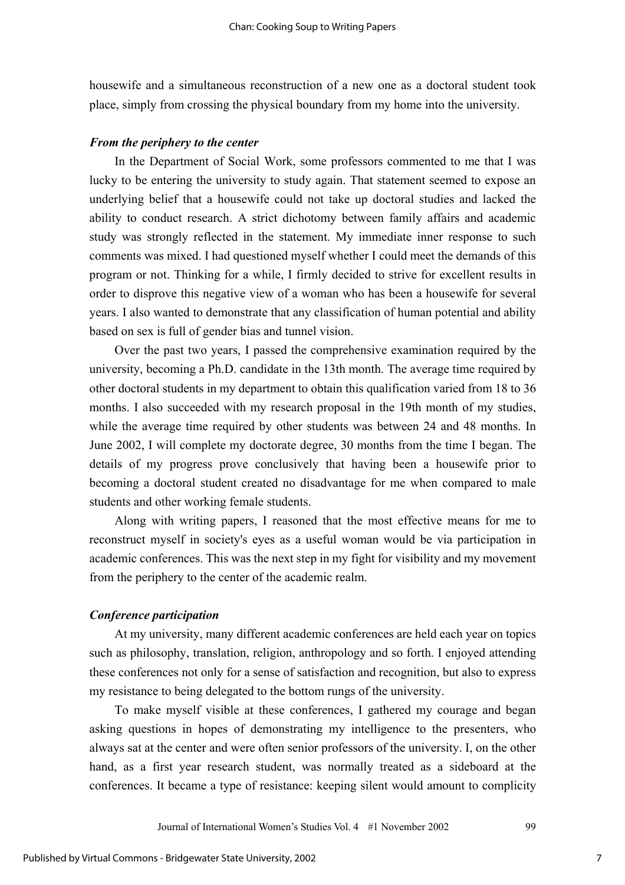housewife and a simultaneous reconstruction of a new one as a doctoral student took place, simply from crossing the physical boundary from my home into the university.

### *From the periphery to the center*

In the Department of Social Work, some professors commented to me that I was lucky to be entering the university to study again. That statement seemed to expose an underlying belief that a housewife could not take up doctoral studies and lacked the ability to conduct research. A strict dichotomy between family affairs and academic study was strongly reflected in the statement. My immediate inner response to such comments was mixed. I had questioned myself whether I could meet the demands of this program or not. Thinking for a while, I firmly decided to strive for excellent results in order to disprove this negative view of a woman who has been a housewife for several years. I also wanted to demonstrate that any classification of human potential and ability based on sex is full of gender bias and tunnel vision.

Over the past two years, I passed the comprehensive examination required by the university, becoming a Ph.D. candidate in the 13th month. The average time required by other doctoral students in my department to obtain this qualification varied from 18 to 36 months. I also succeeded with my research proposal in the 19th month of my studies, while the average time required by other students was between 24 and 48 months. In June 2002, I will complete my doctorate degree, 30 months from the time I began. The details of my progress prove conclusively that having been a housewife prior to becoming a doctoral student created no disadvantage for me when compared to male students and other working female students.

Along with writing papers, I reasoned that the most effective means for me to reconstruct myself in society's eyes as a useful woman would be via participation in academic conferences. This was the next step in my fight for visibility and my movement from the periphery to the center of the academic realm.

### *Conference participation*

At my university, many different academic conferences are held each year on topics such as philosophy, translation, religion, anthropology and so forth. I enjoyed attending these conferences not only for a sense of satisfaction and recognition, but also to express my resistance to being delegated to the bottom rungs of the university.

To make myself visible at these conferences, I gathered my courage and began asking questions in hopes of demonstrating my intelligence to the presenters, who always sat at the center and were often senior professors of the university. I, on the other hand, as a first year research student, was normally treated as a sideboard at the conferences. It became a type of resistance: keeping silent would amount to complicity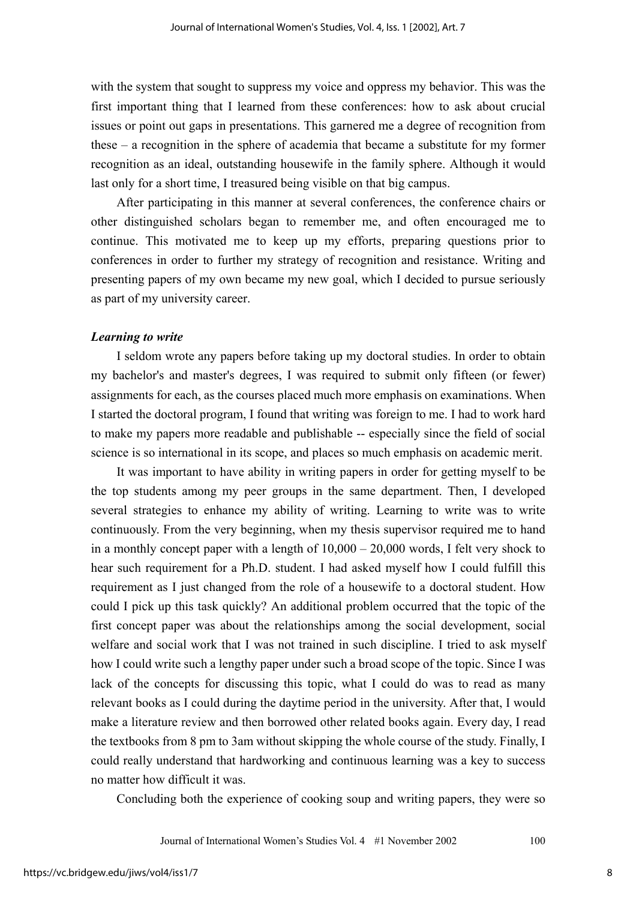with the system that sought to suppress my voice and oppress my behavior. This was the first important thing that I learned from these conferences: how to ask about crucial issues or point out gaps in presentations. This garnered me a degree of recognition from these – a recognition in the sphere of academia that became a substitute for my former recognition as an ideal, outstanding housewife in the family sphere. Although it would last only for a short time, I treasured being visible on that big campus.

After participating in this manner at several conferences, the conference chairs or other distinguished scholars began to remember me, and often encouraged me to continue. This motivated me to keep up my efforts, preparing questions prior to conferences in order to further my strategy of recognition and resistance. Writing and presenting papers of my own became my new goal, which I decided to pursue seriously as part of my university career.

***Learning to write***

I seldom wrote any papers before taking up my doctoral studies. In order to obtain my bachelor's and master's degrees, I was required to submit only fifteen (or fewer) assignments for each, as the courses placed much more emphasis on examinations. When I started the doctoral program, I found that writing was foreign to me. I had to work hard to make my papers more readable and publishable -- especially since the field of social science is so international in its scope, and places so much emphasis on academic merit.

It was important to have ability in writing papers in order for getting myself to be the top students among my peer groups in the same department. Then, I developed several strategies to enhance my ability of writing. Learning to write was to write continuously. From the very beginning, when my thesis supervisor required me to hand in a monthly concept paper with a length of 10,000 – 20,000 words, I felt very shock to hear such requirement for a Ph.D. student. I had asked myself how I could fulfill this requirement as I just changed from the role of a housewife to a doctoral student. How could I pick up this task quickly? An additional problem occurred that the topic of the first concept paper was about the relationships among the social development, social welfare and social work that I was not trained in such discipline. I tried to ask myself how I could write such a lengthy paper under such a broad scope of the topic. Since I was lack of the concepts for discussing this topic, what I could do was to read as many relevant books as I could during the daytime period in the university. After that, I would make a literature review and then borrowed other related books again. Every day, I read the textbooks from 8 pm to 3am without skipping the whole course of the study. Finally, I could really understand that hardworking and continuous learning was a key to success no matter how difficult it was.

Concluding both the experience of cooking soup and writing papers, they were so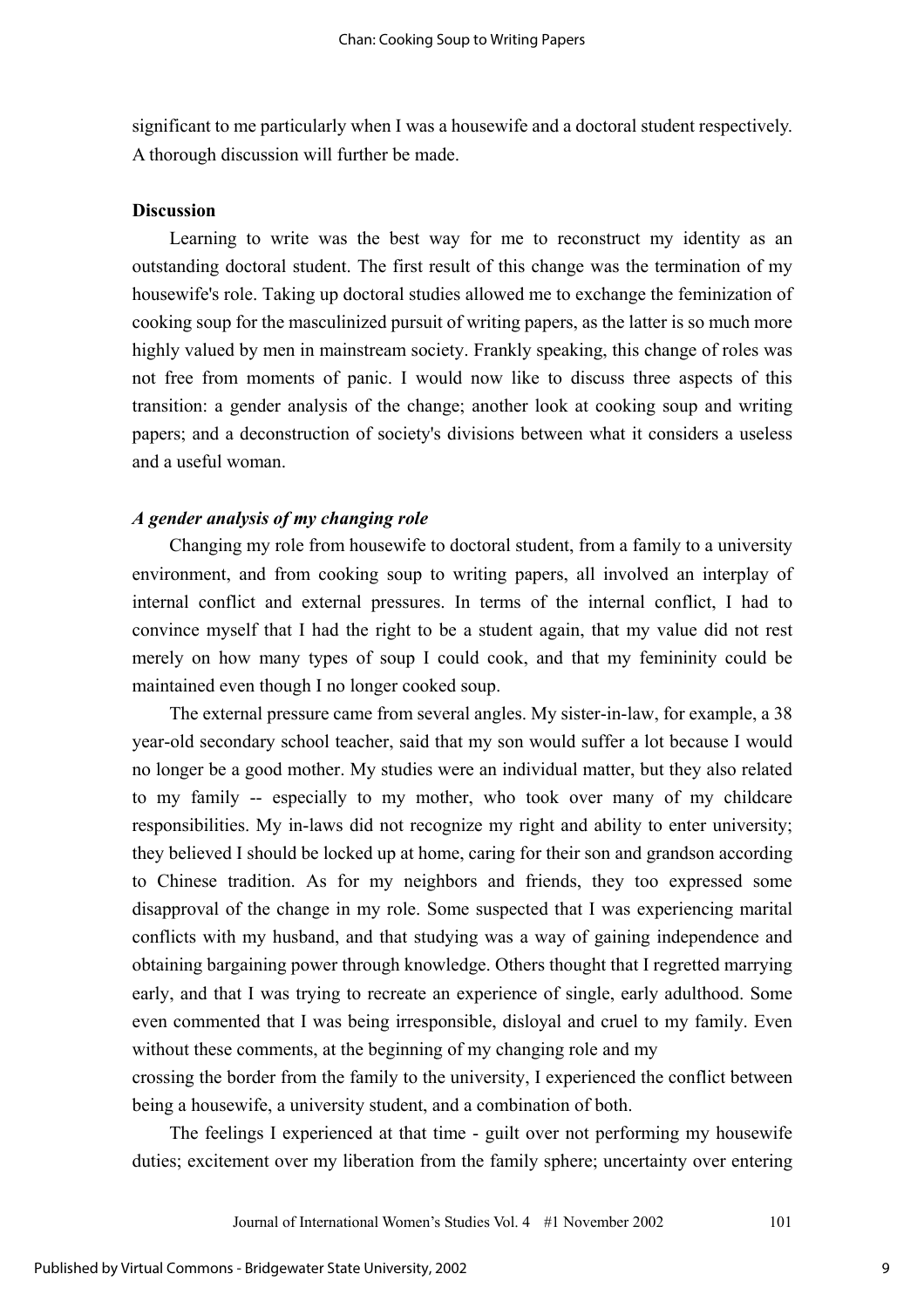significant to me particularly when I was a housewife and a doctoral student respectively. A thorough discussion will further be made.

**Discussion**

Learning to write was the best way for me to reconstruct my identity as an outstanding doctoral student. The first result of this change was the termination of my housewife's role. Taking up doctoral studies allowed me to exchange the feminization of cooking soup for the masculinized pursuit of writing papers, as the latter is so much more highly valued by men in mainstream society. Frankly speaking, this change of roles was not free from moments of panic. I would now like to discuss three aspects of this transition: a gender analysis of the change; another look at cooking soup and writing papers; and a deconstruction of society's divisions between what it considers a useless and a useful woman.

***A gender analysis of my changing role***

Changing my role from housewife to doctoral student, from a family to a university environment, and from cooking soup to writing papers, all involved an interplay of internal conflict and external pressures. In terms of the internal conflict, I had to convince myself that I had the right to be a student again, that my value did not rest merely on how many types of soup I could cook, and that my femininity could be maintained even though I no longer cooked soup.

The external pressure came from several angles. My sister-in-law, for example, a 38 year-old secondary school teacher, said that my son would suffer a lot because I would no longer be a good mother. My studies were an individual matter, but they also related to my family -- especially to my mother, who took over many of my childcare responsibilities. My in-laws did not recognize my right and ability to enter university; they believed I should be locked up at home, caring for their son and grandson according to Chinese tradition. As for my neighbors and friends, they too expressed some disapproval of the change in my role. Some suspected that I was experiencing marital conflicts with my husband, and that studying was a way of gaining independence and obtaining bargaining power through knowledge. Others thought that I regretted marrying early, and that I was trying to recreate an experience of single, early adulthood. Some even commented that I was being irresponsible, disloyal and cruel to my family. Even without these comments, at the beginning of my changing role and my crossing the border from the family to the university, I experienced the conflict between being a housewife, a university student, and a combination of both.

The feelings I experienced at that time - guilt over not performing my housewife duties; excitement over my liberation from the family sphere; uncertainty over entering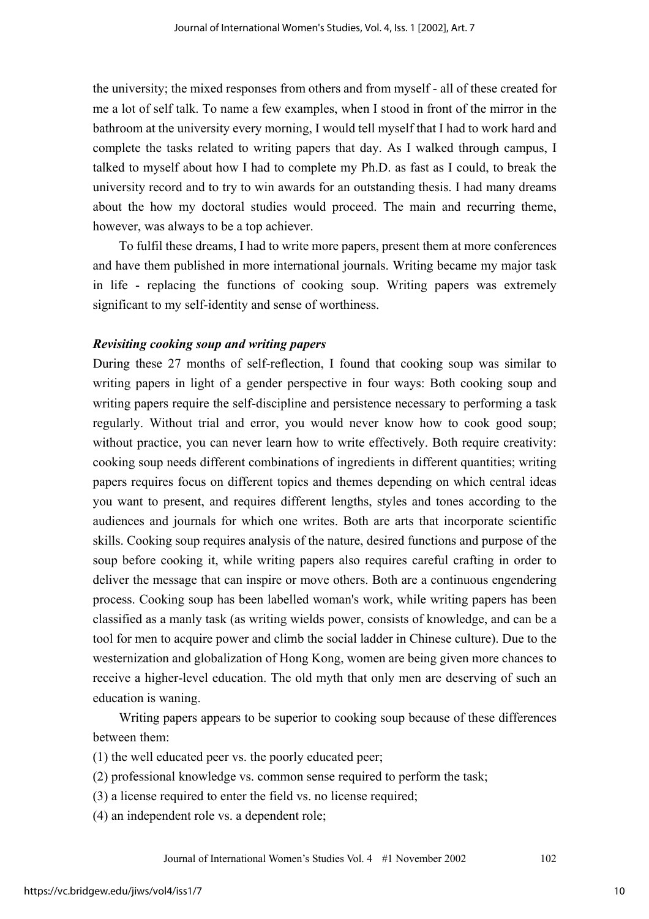the university; the mixed responses from others and from myself - all of these created for me a lot of self talk. To name a few examples, when I stood in front of the mirror in the bathroom at the university every morning, I would tell myself that I had to work hard and complete the tasks related to writing papers that day. As I walked through campus, I talked to myself about how I had to complete my Ph.D. as fast as I could, to break the university record and to try to win awards for an outstanding thesis. I had many dreams about the how my doctoral studies would proceed. The main and recurring theme, however, was always to be a top achiever.

To fulfil these dreams, I had to write more papers, present them at more conferences and have them published in more international journals. Writing became my major task in life - replacing the functions of cooking soup. Writing papers was extremely significant to my self-identity and sense of worthiness.

### *Revisiting cooking soup and writing papers*

During these 27 months of self-reflection, I found that cooking soup was similar to writing papers in light of a gender perspective in four ways: Both cooking soup and writing papers require the self-discipline and persistence necessary to performing a task regularly. Without trial and error, you would never know how to cook good soup; without practice, you can never learn how to write effectively. Both require creativity: cooking soup needs different combinations of ingredients in different quantities; writing papers requires focus on different topics and themes depending on which central ideas you want to present, and requires different lengths, styles and tones according to the audiences and journals for which one writes. Both are arts that incorporate scientific skills. Cooking soup requires analysis of the nature, desired functions and purpose of the soup before cooking it, while writing papers also requires careful crafting in order to deliver the message that can inspire or move others. Both are a continuous engendering process. Cooking soup has been labelled woman's work, while writing papers has been classified as a manly task (as writing wields power, consists of knowledge, and can be a tool for men to acquire power and climb the social ladder in Chinese culture). Due to the westernization and globalization of Hong Kong, women are being given more chances to receive a higher-level education. The old myth that only men are deserving of such an education is waning.

Writing papers appears to be superior to cooking soup because of these differences between them:

(1) the well educated peer vs. the poorly educated peer;
(2) professional knowledge vs. common sense required to perform the task;
(3) a license required to enter the field vs. no license required;
(4) an independent role vs. a dependent role;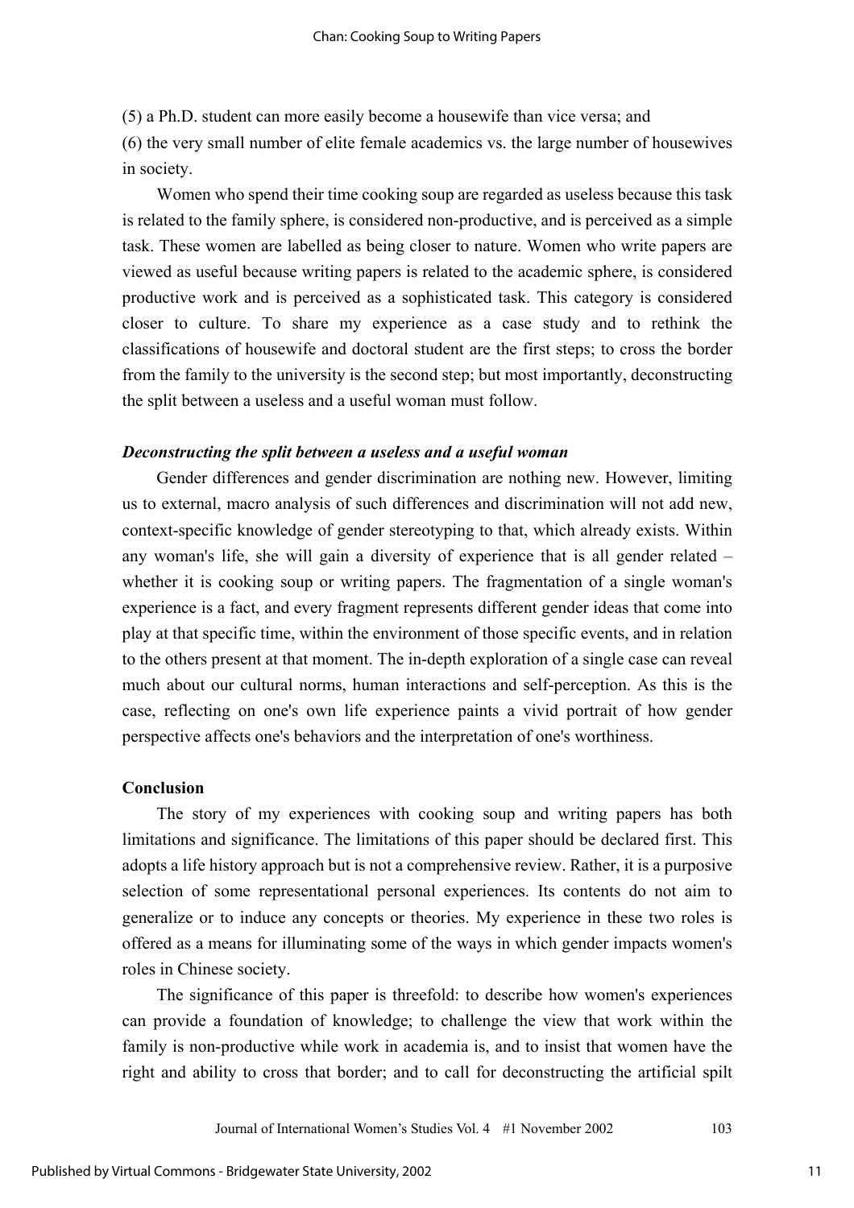(5) a Ph.D. student can more easily become a housewife than vice versa; and

(6) the very small number of elite female academics vs. the large number of housewives in society.

Women who spend their time cooking soup are regarded as useless because this task is related to the family sphere, is considered non-productive, and is perceived as a simple task. These women are labelled as being closer to nature. Women who write papers are viewed as useful because writing papers is related to the academic sphere, is considered productive work and is perceived as a sophisticated task. This category is considered closer to culture. To share my experience as a case study and to rethink the classifications of housewife and doctoral student are the first steps; to cross the border from the family to the university is the second step; but most importantly, deconstructing the split between a useless and a useful woman must follow.

### *Deconstructing the split between a useless and a useful woman*

Gender differences and gender discrimination are nothing new. However, limiting us to external, macro analysis of such differences and discrimination will not add new, context-specific knowledge of gender stereotyping to that, which already exists. Within any woman's life, she will gain a diversity of experience that is all gender related – whether it is cooking soup or writing papers. The fragmentation of a single woman's experience is a fact, and every fragment represents different gender ideas that come into play at that specific time, within the environment of those specific events, and in relation to the others present at that moment. The in-depth exploration of a single case can reveal much about our cultural norms, human interactions and self-perception. As this is the case, reflecting on one's own life experience paints a vivid portrait of how gender perspective affects one's behaviors and the interpretation of one's worthiness.

## Conclusion

The story of my experiences with cooking soup and writing papers has both limitations and significance. The limitations of this paper should be declared first. This adopts a life history approach but is not a comprehensive review. Rather, it is a purposive selection of some representational personal experiences. Its contents do not aim to generalize or to induce any concepts or theories. My experience in these two roles is offered as a means for illuminating some of the ways in which gender impacts women's roles in Chinese society.

The significance of this paper is threefold: to describe how women's experiences can provide a foundation of knowledge; to challenge the view that work within the family is non-productive while work in academia is, and to insist that women have the right and ability to cross that border; and to call for deconstructing the artificial spilt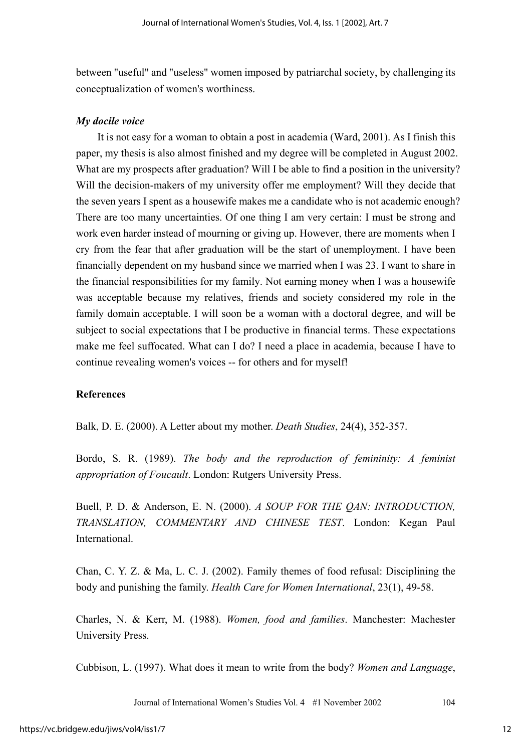between "useful" and "useless" women imposed by patriarchal society, by challenging its conceptualization of women's worthiness.

### *My docile voice*

It is not easy for a woman to obtain a post in academia (Ward, 2001). As I finish this paper, my thesis is also almost finished and my degree will be completed in August 2002. What are my prospects after graduation? Will I be able to find a position in the university? Will the decision-makers of my university offer me employment? Will they decide that the seven years I spent as a housewife makes me a candidate who is not academic enough? There are too many uncertainties. Of one thing I am very certain: I must be strong and work even harder instead of mourning or giving up. However, there are moments when I cry from the fear that after graduation will be the start of unemployment. I have been financially dependent on my husband since we married when I was 23. I want to share in the financial responsibilities for my family. Not earning money when I was a housewife was acceptable because my relatives, friends and society considered my role in the family domain acceptable. I will soon be a woman with a doctoral degree, and will be subject to social expectations that I be productive in financial terms. These expectations make me feel suffocated. What can I do? I need a place in academia, because I have to continue revealing women's voices -- for others and for myself!

## References

Balk, D. E. (2000). A Letter about my mother. *Death Studies*, 24(4), 352-357.

Bordo, S. R. (1989). *The body and the reproduction of femininity: A feminist appropriation of Foucault*. London: Rutgers University Press.

Buell, P. D. & Anderson, E. N. (2000). *A SOUP FOR THE QAN: INTRODUCTION, TRANSLATION, COMMENTARY AND CHINESE TEST*. London: Kegan Paul International.

Chan, C. Y. Z. & Ma, L. C. J. (2002). Family themes of food refusal: Disciplining the body and punishing the family. *Health Care for Women International*, 23(1), 49-58.

Charles, N. & Kerr, M. (1988). *Women, food and families*. Manchester: Machester University Press.

Cubbison, L. (1997). What does it mean to write from the body? *Women and Language*,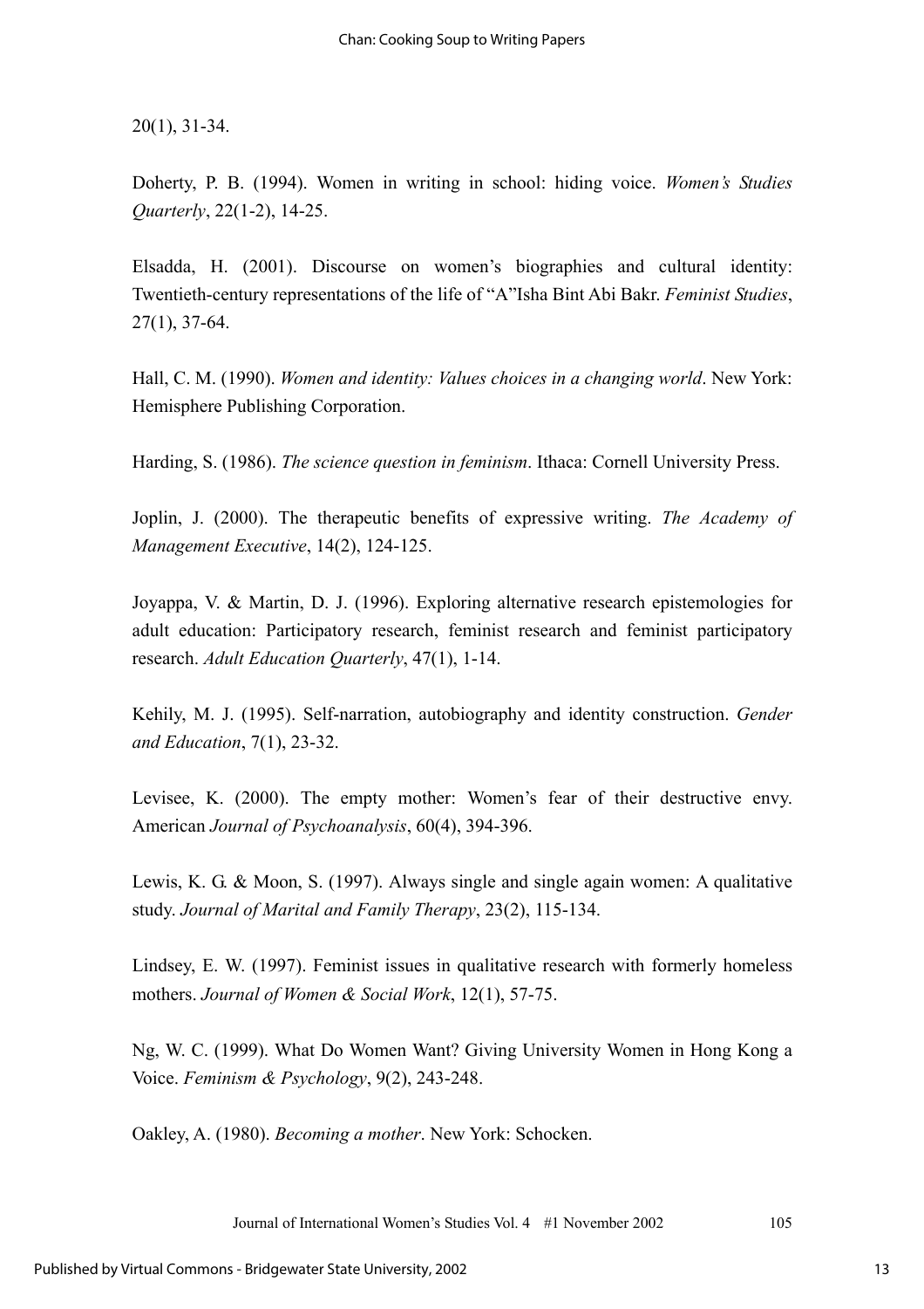20(1), 31-34.

Doherty, P. B. (1994). Women in writing in school: hiding voice. *Women's Studies Quarterly*, 22(1-2), 14-25.

Elsadda, H. (2001). Discourse on women's biographies and cultural identity: Twentieth-century representations of the life of "A"Isha Bint Abi Bakr. *Feminist Studies*, 27(1), 37-64.

Hall, C. M. (1990). *Women and identity: Values choices in a changing world*. New York: Hemisphere Publishing Corporation.

Harding, S. (1986). *The science question in feminism*. Ithaca: Cornell University Press.

Joplin, J. (2000). The therapeutic benefits of expressive writing. *The Academy of Management Executive*, 14(2), 124-125.

Joyappa, V. & Martin, D. J. (1996). Exploring alternative research epistemologies for adult education: Participatory research, feminist research and feminist participatory research. *Adult Education Quarterly*, 47(1), 1-14.

Kehily, M. J. (1995). Self-narration, autobiography and identity construction. *Gender and Education*, 7(1), 23-32.

Levisee, K. (2000). The empty mother: Women's fear of their destructive envy. American *Journal of Psychoanalysis*, 60(4), 394-396.

Lewis, K. G. & Moon, S. (1997). Always single and single again women: A qualitative study. *Journal of Marital and Family Therapy*, 23(2), 115-134.

Lindsey, E. W. (1997). Feminist issues in qualitative research with formerly homeless mothers. *Journal of Women & Social Work*, 12(1), 57-75.

Ng, W. C. (1999). What Do Women Want? Giving University Women in Hong Kong a Voice. *Feminism & Psychology*, 9(2), 243-248.

Oakley, A. (1980). *Becoming a mother*. New York: Schocken.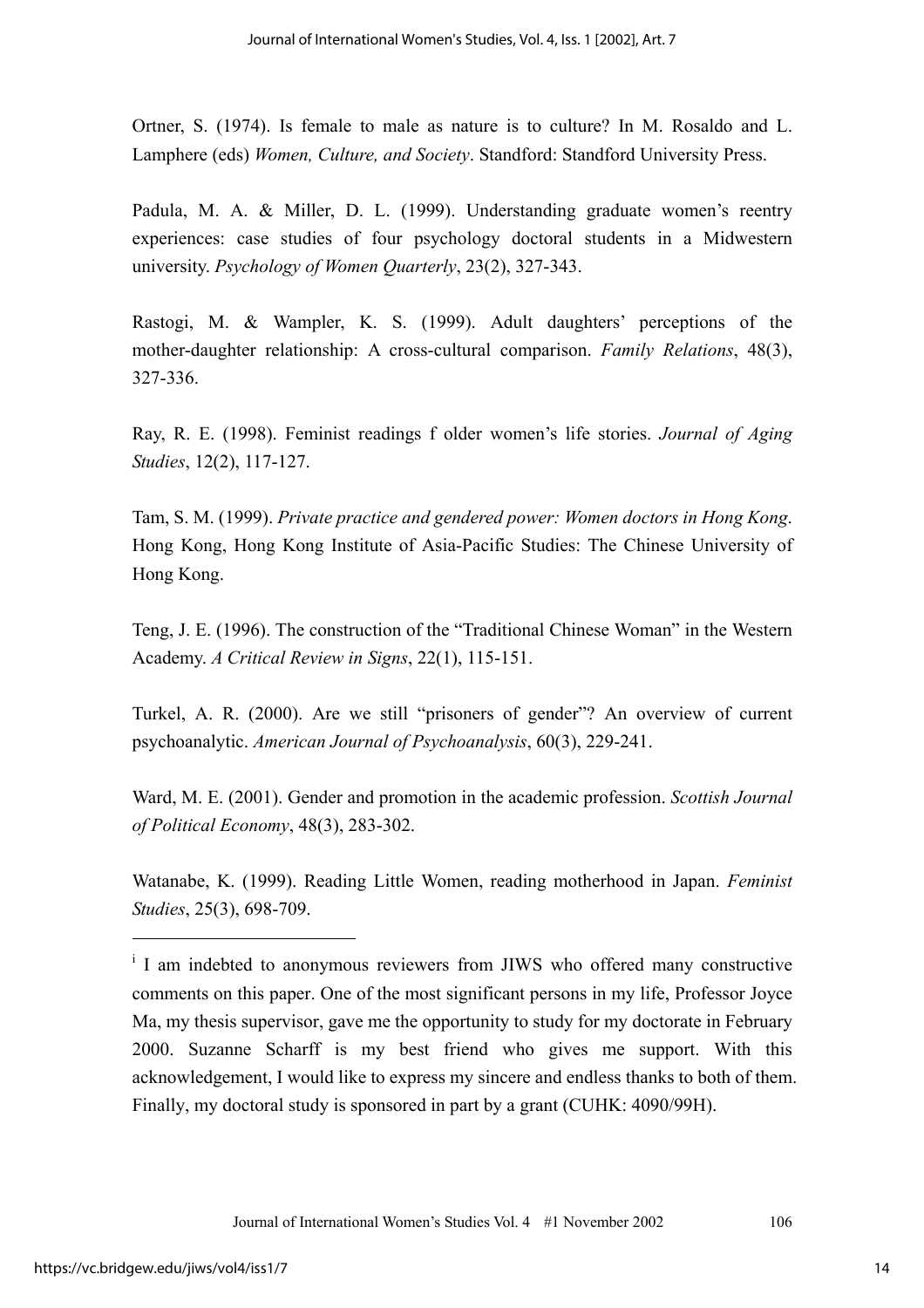Ortner, S. (1974). Is female to male as nature is to culture? In M. Rosaldo and L. Lamphere (eds) *Women, Culture, and Society*. Standford: Standford University Press.

Padula, M. A. & Miller, D. L. (1999). Understanding graduate women's reentry experiences: case studies of four psychology doctoral students in a Midwestern university. *Psychology of Women Quarterly*, 23(2), 327-343.

Rastogi, M. & Wampler, K. S. (1999). Adult daughters' perceptions of the mother-daughter relationship: A cross-cultural comparison. *Family Relations*, 48(3), 327-336.

Ray, R. E. (1998). Feminist readings f older women's life stories. *Journal of Aging Studies*, 12(2), 117-127.

Tam, S. M. (1999). *Private practice and gendered power: Women doctors in Hong Kong*. Hong Kong, Hong Kong Institute of Asia-Pacific Studies: The Chinese University of Hong Kong.

Teng, J. E. (1996). The construction of the "Traditional Chinese Woman" in the Western Academy. *A Critical Review in Signs*, 22(1), 115-151.

Turkel, A. R. (2000). Are we still "prisoners of gender"? An overview of current psychoanalytic. *American Journal of Psychoanalysis*, 60(3), 229-241.

Ward, M. E. (2001). Gender and promotion in the academic profession. *Scottish Journal of Political Economy*, 48(3), 283-302.

Watanabe, K. (1999). Reading Little Women, reading motherhood in Japan. *Feminist Studies*, 25(3), 698-709.

---

[i] I am indebted to anonymous reviewers from JIWS who offered many constructive comments on this paper. One of the most significant persons in my life, Professor Joyce Ma, my thesis supervisor, gave me the opportunity to study for my doctorate in February 2000. Suzanne Scharff is my best friend who gives me support. With this acknowledgement, I would like to express my sincere and endless thanks to both of them. Finally, my doctoral study is sponsored in part by a grant (CUHK: 4090/99H).